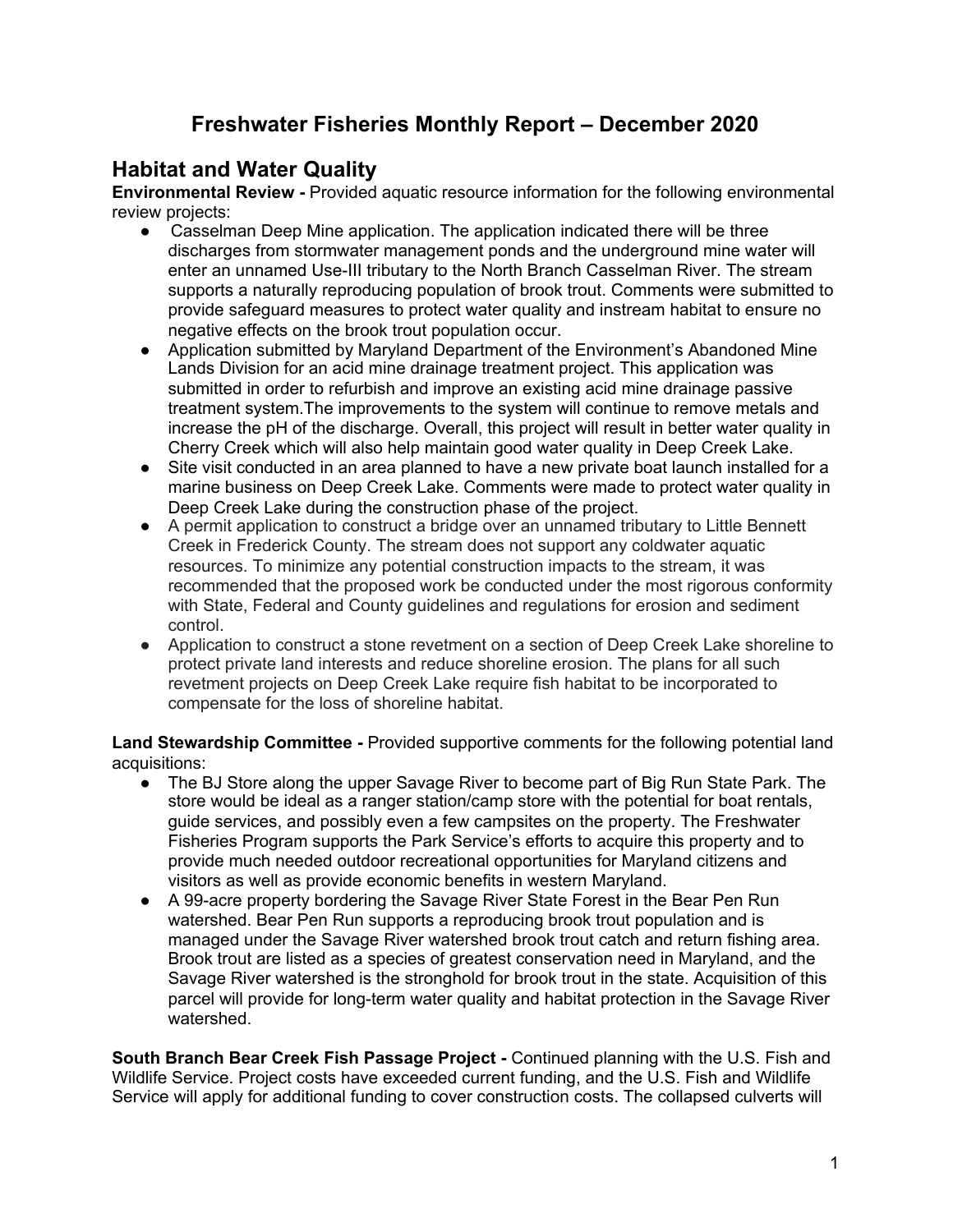# Freshwater Fisheries Monthly Report – December 2020

## Habitat and Water Quality

**Environmental Review -** Provided aquatic resource information for the following environmental review projects:

- Casselman Deep Mine application. The application indicated there will be three discharges from stormwater management ponds and the underground mine water will enter an unnamed Use-III tributary to the North Branch Casselman River. The stream supports a naturally reproducing population of brook trout. Comments were submitted to provide safeguard measures to protect water quality and instream habitat to ensure no negative effects on the brook trout population occur.
- Application submitted by Maryland Department of the Environment's Abandoned Mine Lands Division for an acid mine drainage treatment project. This application was submitted in order to refurbish and improve an existing acid mine drainage passive treatment system.The improvements to the system will continue to remove metals and increase the pH of the discharge. Overall, this project will result in better water quality in Cherry Creek which will also help maintain good water quality in Deep Creek Lake.
- Site visit conducted in an area planned to have a new private boat launch installed for a marine business on Deep Creek Lake. Comments were made to protect water quality in Deep Creek Lake during the construction phase of the project.
- A permit application to construct a bridge over an unnamed tributary to Little Bennett Creek in Frederick County. The stream does not support any coldwater aquatic resources. To minimize any potential construction impacts to the stream, it was recommended that the proposed work be conducted under the most rigorous conformity with State, Federal and County guidelines and regulations for erosion and sediment control.
- Application to construct a stone revetment on a section of Deep Creek Lake shoreline to protect private land interests and reduce shoreline erosion. The plans for all such revetment projects on Deep Creek Lake require fish habitat to be incorporated to compensate for the loss of shoreline habitat.

**Land Stewardship Committee -** Provided supportive comments for the following potential land acquisitions:

- The BJ Store along the upper Savage River to become part of Big Run State Park. The store would be ideal as a ranger station/camp store with the potential for boat rentals, guide services, and possibly even a few campsites on the property. The Freshwater Fisheries Program supports the Park Service's efforts to acquire this property and to provide much needed outdoor recreational opportunities for Maryland citizens and visitors as well as provide economic benefits in western Maryland.
- A 99-acre property bordering the Savage River State Forest in the Bear Pen Run watershed. Bear Pen Run supports a reproducing brook trout population and is managed under the Savage River watershed brook trout catch and return fishing area. Brook trout are listed as a species of greatest conservation need in Maryland, and the Savage River watershed is the stronghold for brook trout in the state. Acquisition of this parcel will provide for long-term water quality and habitat protection in the Savage River watershed.

**South Branch Bear Creek Fish Passage Project -** Continued planning with the U.S. Fish and Wildlife Service. Project costs have exceeded current funding, and the U.S. Fish and Wildlife Service will apply for additional funding to cover construction costs. The collapsed culverts will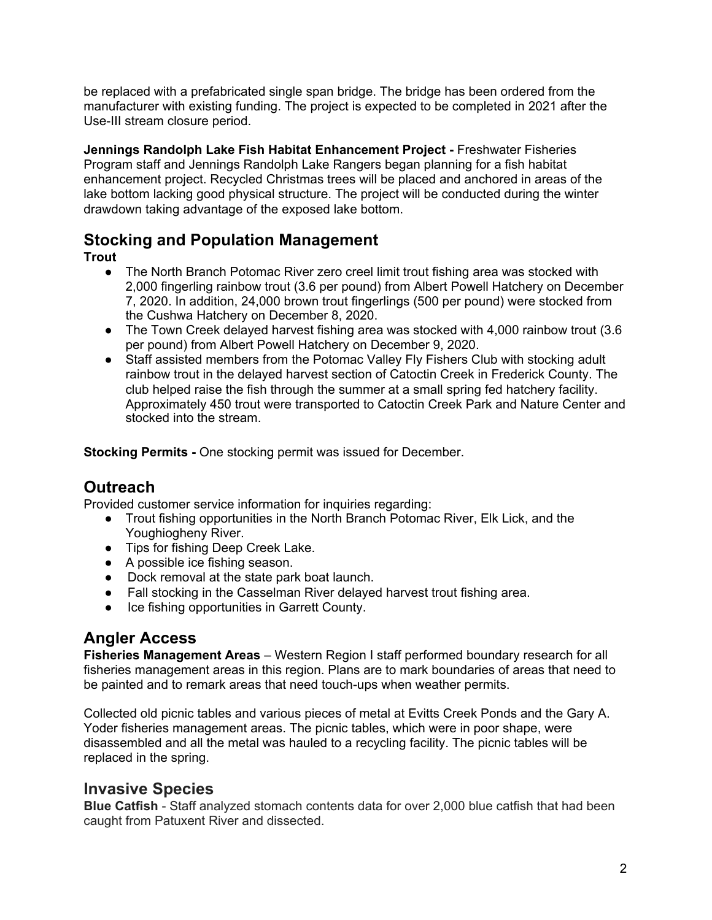be replaced with a prefabricated single span bridge. The bridge has been ordered from the manufacturer with existing funding. The project is expected to be completed in 2021 after the Use-III stream closure period.

**Jennings Randolph Lake Fish Habitat Enhancement Project -** Freshwater Fisheries Program staff and Jennings Randolph Lake Rangers began planning for a fish habitat enhancement project. Recycled Christmas trees will be placed and anchored in areas of the lake bottom lacking good physical structure. The project will be conducted during the winter drawdown taking advantage of the exposed lake bottom.

## Stocking and Population Management

**Trout**

- The North Branch Potomac River zero creel limit trout fishing area was stocked with 2,000 fingerling rainbow trout (3.6 per pound) from Albert Powell Hatchery on December 7, 2020. In addition, 24,000 brown trout fingerlings (500 per pound) were stocked from the Cushwa Hatchery on December 8, 2020.
- The Town Creek delayed harvest fishing area was stocked with 4,000 rainbow trout (3.6 per pound) from Albert Powell Hatchery on December 9, 2020.
- Staff assisted members from the Potomac Valley Fly Fishers Club with stocking adult rainbow trout in the delayed harvest section of Catoctin Creek in Frederick County. The club helped raise the fish through the summer at a small spring fed hatchery facility. Approximately 450 trout were transported to Catoctin Creek Park and Nature Center and stocked into the stream.

**Stocking Permits -** One stocking permit was issued for December.

## Outreach

Provided customer service information for inquiries regarding:

- Trout fishing opportunities in the North Branch Potomac River, Elk Lick, and the Youghiogheny River.
- Tips for fishing Deep Creek Lake.
- A possible ice fishing season.
- Dock removal at the state park boat launch.
- Fall stocking in the Casselman River delayed harvest trout fishing area.
- Ice fishing opportunities in Garrett County.

## Angler Access

**Fisheries Management Areas** – Western Region I staff performed boundary research for all fisheries management areas in this region. Plans are to mark boundaries of areas that need to be painted and to remark areas that need touch-ups when weather permits.

Collected old picnic tables and various pieces of metal at Evitts Creek Ponds and the Gary A. Yoder fisheries management areas. The picnic tables, which were in poor shape, were disassembled and all the metal was hauled to a recycling facility. The picnic tables will be replaced in the spring.

## Invasive Species

**Blue Catfish** - Staff analyzed stomach contents data for over 2,000 blue catfish that had been caught from Patuxent River and dissected.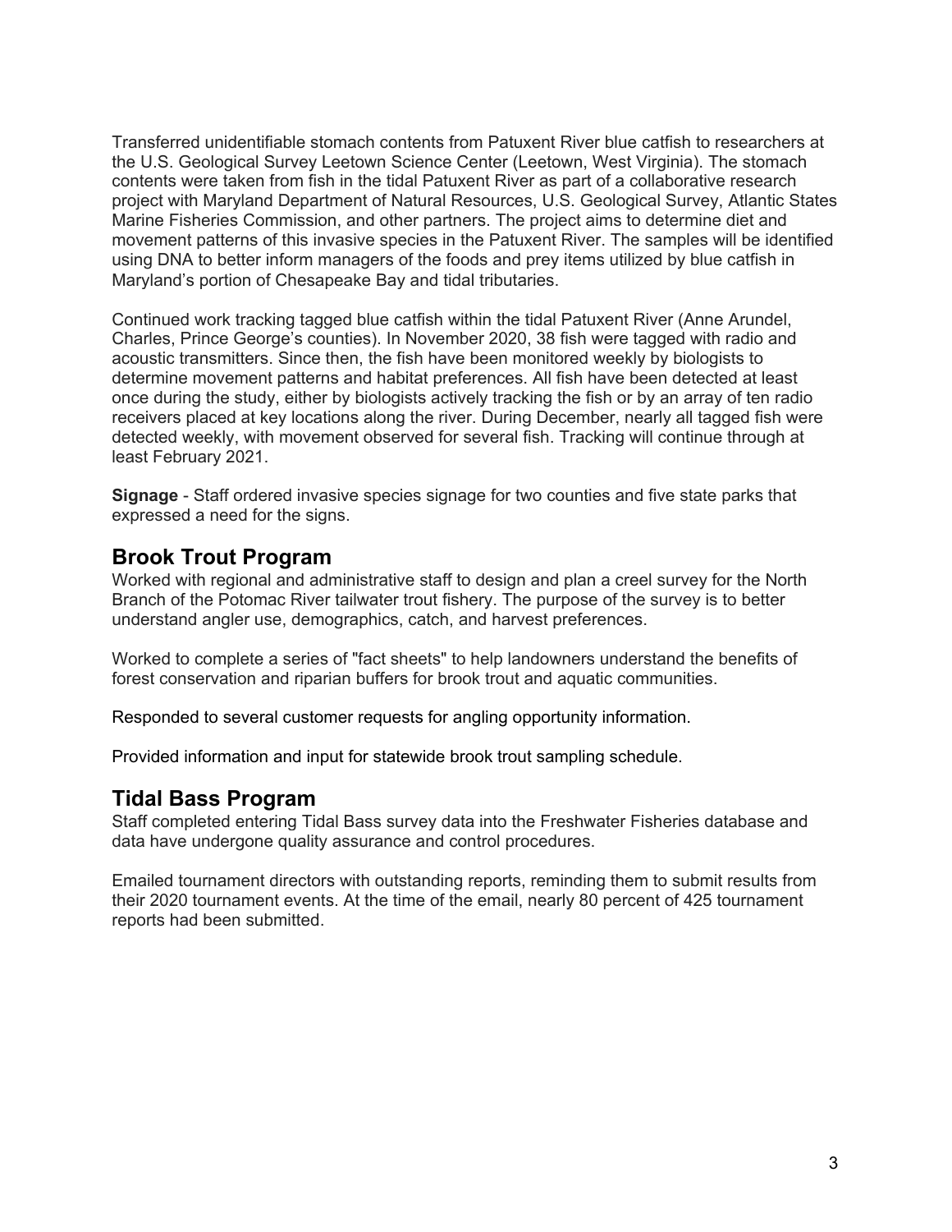Transferred unidentifiable stomach contents from Patuxent River blue catfish to researchers at the U.S. Geological Survey Leetown Science Center (Leetown, West Virginia). The stomach contents were taken from fish in the tidal Patuxent River as part of a collaborative research project with Maryland Department of Natural Resources, U.S. Geological Survey, Atlantic States Marine Fisheries Commission, and other partners. The project aims to determine diet and movement patterns of this invasive species in the Patuxent River. The samples will be identified using DNA to better inform managers of the foods and prey items utilized by blue catfish in Maryland's portion of Chesapeake Bay and tidal tributaries.

Continued work tracking tagged blue catfish within the tidal Patuxent River (Anne Arundel, Charles, Prince George's counties). In November 2020, 38 fish were tagged with radio and acoustic transmitters. Since then, the fish have been monitored weekly by biologists to determine movement patterns and habitat preferences. All fish have been detected at least once during the study, either by biologists actively tracking the fish or by an array of ten radio receivers placed at key locations along the river. During December, nearly all tagged fish were detected weekly, with movement observed for several fish. Tracking will continue through at least February 2021.

**Signage** - Staff ordered invasive species signage for two counties and five state parks that expressed a need for the signs.

## Brook Trout Program

Worked with regional and administrative staff to design and plan a creel survey for the North Branch of the Potomac River tailwater trout fishery. The purpose of the survey is to better understand angler use, demographics, catch, and harvest preferences.

Worked to complete a series of "fact sheets" to help landowners understand the benefits of forest conservation and riparian buffers for brook trout and aquatic communities.

Responded to several customer requests for angling opportunity information.

Provided information and input for statewide brook trout sampling schedule.

## Tidal Bass Program

Staff completed entering Tidal Bass survey data into the Freshwater Fisheries database and data have undergone quality assurance and control procedures.

Emailed tournament directors with outstanding reports, reminding them to submit results from their 2020 tournament events. At the time of the email, nearly 80 percent of 425 tournament reports had been submitted.